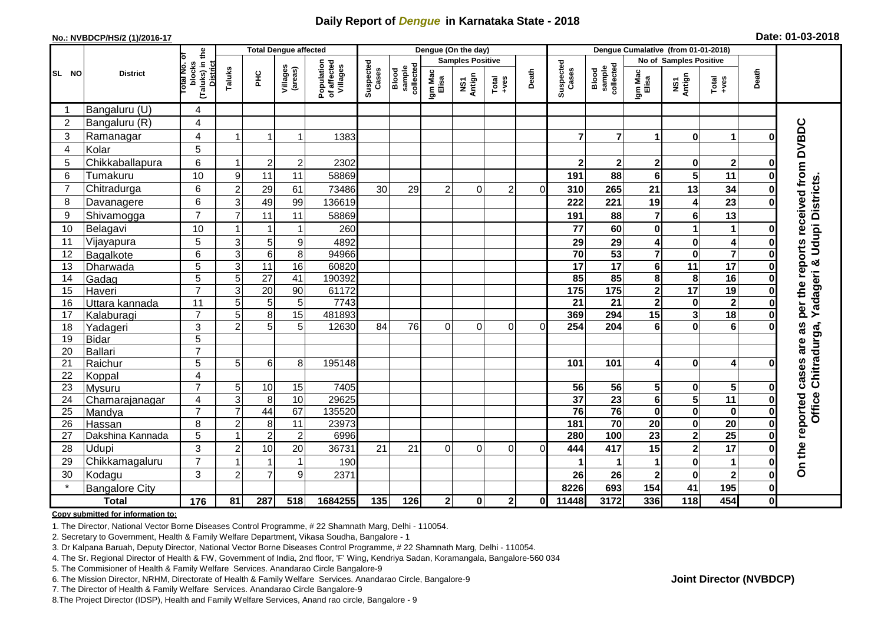# Daily Report of *Dengue* in Karnataka State - 2018

**No.: NVBDCP/HS/2 (1)/2016-17**

**Date: 01-03-2018**

| SL NO | District | Total No. of blocks (Taluks) in the District | Total Dengue affected | | | | Dengue (On the day) | | | | | | | Dengue Cumalative (from 01-01-2018) | | | | | | | |
|---|---|---|---|---|---|---|---|---|---|---|---|---|---|---|---|---|---|---|---|---|
| | | | Taluks | PHC | Villages (areas) | Population of affected Villages | Suspected Cases | Blood sample collected | Samples Positive | | | Death | Suspected Cases | Blood sample collected | No of Samples Positive | | | Death | |
| | | | | | | | | | Igm Mac Elisa | NS1 Antign | Total +ves | | | | Igm Mac Elisa | NS1 Antign | Total +ves | | |
| 1 | Bangaluru (U) | 4 | | | | | | | | | | | | | | | | | On the reported cases are as per the reports received from DVBDC Office Chitradurga, Yadageri & Udupi Districts. |
| 2 | Bangaluru (R) | 4 | | | | | | | | | | | | | | | | | |
| 3 | Ramanagar | 4 | 1 | 1 | 1 | 1383 | | | | | | | 7 | 7 | 1 | 0 | 1 | 0 | |
| 4 | Kolar | 5 | | | | | | | | | | | | | | | | | |
| 5 | Chikkaballapura | 6 | 1 | 2 | 2 | 2302 | | | | | | | 2 | 2 | 2 | 0 | 2 | 0 | |
| 6 | Tumakuru | 10 | 9 | 11 | 11 | 58869 | | | | | | | 191 | 88 | 6 | 5 | 11 | 0 | |
| 7 | Chitradurga | 6 | 2 | 29 | 61 | 73486 | 30 | 29 | 2 | 0 | 2 | 0 | 310 | 265 | 21 | 13 | 34 | 0 | |
| 8 | Davanagere | 6 | 3 | 49 | 99 | 136619 | | | | | | | 222 | 221 | 19 | 4 | 23 | 0 | |
| 9 | Shivamogga | 7 | 7 | 11 | 11 | 58869 | | | | | | | 191 | 88 | 7 | 6 | 13 | | |
| 10 | Belagavi | 10 | 1 | 1 | 1 | 260 | | | | | | | 77 | 60 | 0 | 1 | 1 | 0 | |
| 11 | Vijayapura | 5 | 3 | 5 | 9 | 4892 | | | | | | | 29 | 29 | 4 | 0 | 4 | 0 | |
| 12 | Bagalkote | 6 | 3 | 6 | 8 | 94966 | | | | | | | 70 | 53 | 7 | 0 | 7 | 0 | |
| 13 | Dharwada | 5 | 3 | 11 | 16 | 60820 | | | | | | | 17 | 17 | 6 | 11 | 17 | 0 | |
| 14 | Gadag | 5 | 5 | 27 | 41 | 190392 | | | | | | | 85 | 85 | 8 | 8 | 16 | 0 | |
| 15 | Haveri | 7 | 3 | 20 | 90 | 61172 | | | | | | | 175 | 175 | 2 | 17 | 19 | 0 | |
| 16 | Uttara kannada | 11 | 5 | 5 | 5 | 7743 | | | | | | | 21 | 21 | 2 | 0 | 2 | 0 | |
| 17 | Kalaburagi | 7 | 5 | 8 | 15 | 481893 | | | | | | | 369 | 294 | 15 | 3 | 18 | 0 | |
| 18 | Yadageri | 3 | 2 | 5 | 5 | 12630 | 84 | 76 | 0 | 0 | 0 | 0 | 254 | 204 | 6 | 0 | 6 | 0 | |
| 19 | Bidar | 5 | | | | | | | | | | | | | | | | | |
| 20 | Ballari | 7 | | | | | | | | | | | | | | | | | |
| 21 | Raichur | 5 | 5 | 6 | 8 | 195148 | | | | | | | 101 | 101 | 4 | 0 | 4 | 0 | |
| 22 | Koppal | 4 | | | | | | | | | | | | | | | | | |
| 23 | Mysuru | 7 | 5 | 10 | 15 | 7405 | | | | | | | 56 | 56 | 5 | 0 | 5 | 0 | |
| 24 | Chamarajanagar | 4 | 3 | 8 | 10 | 29625 | | | | | | | 37 | 23 | 6 | 5 | 11 | 0 | |
| 25 | Mandya | 7 | 7 | 44 | 67 | 135520 | | | | | | | 76 | 76 | 0 | 0 | 0 | 0 | |
| 26 | Hassan | 8 | 2 | 8 | 11 | 23973 | | | | | | | 181 | 70 | 20 | 0 | 20 | 0 | |
| 27 | Dakshina Kannada | 5 | 1 | 2 | 2 | 6996 | | | | | | | 280 | 100 | 23 | 2 | 25 | 0 | |
| 28 | Udupi | 3 | 2 | 10 | 20 | 36731 | 21 | 21 | 0 | 0 | 0 | 0 | 444 | 417 | 15 | 2 | 17 | 0 | |
| 29 | Chikkamagaluru | 7 | 1 | 1 | 1 | 190 | | | | | | | 1 | 1 | 1 | 0 | 1 | 0 | |
| 30 | Kodagu | 3 | 2 | 7 | 9 | 2371 | | | | | | | 26 | 26 | 2 | 0 | 2 | 0 | |
| * | Bangalore City | | | | | | | | | | | | 8226 | 693 | 154 | 41 | 195 | 0 | |
| **Total** | | **176** | **81** | **287** | **518** | **1684255** | **135** | **126** | **2** | **0** | **2** | **0** | **11448** | **3172** | **336** | **118** | **454** | **0** | |

**Copy submitted for information to:**

1. The Director, National Vector Borne Diseases Control Programme, # 22 Shamnath Marg, Delhi - 110054.
2. Secretary to Government, Health & Family Welfare Department, Vikasa Soudha, Bangalore - 1
3. Dr Kalpana Baruah, Deputy Director, National Vector Borne Diseases Control Programme, # 22 Shamnath Marg, Delhi - 110054.
4. The Sr. Regional Director of Health & FW, Government of India, 2nd floor, 'F' Wing, Kendriya Sadan, Koramangala, Bangalore-560 034
5. The Commisioner of Health & Family Welfare Services. Anandarao Circle Bangalore-9
6. The Mission Director, NRHM, Directorate of Health & Family Welfare Services. Anandarao Circle, Bangalore-9
7. The Director of Health & Family Welfare Services. Anandarao Circle Bangalore-9
8. The Project Director (IDSP), Health and Family Welfare Services, Anand rao circle, Bangalore - 9

**Joint Director (NVBDCP)**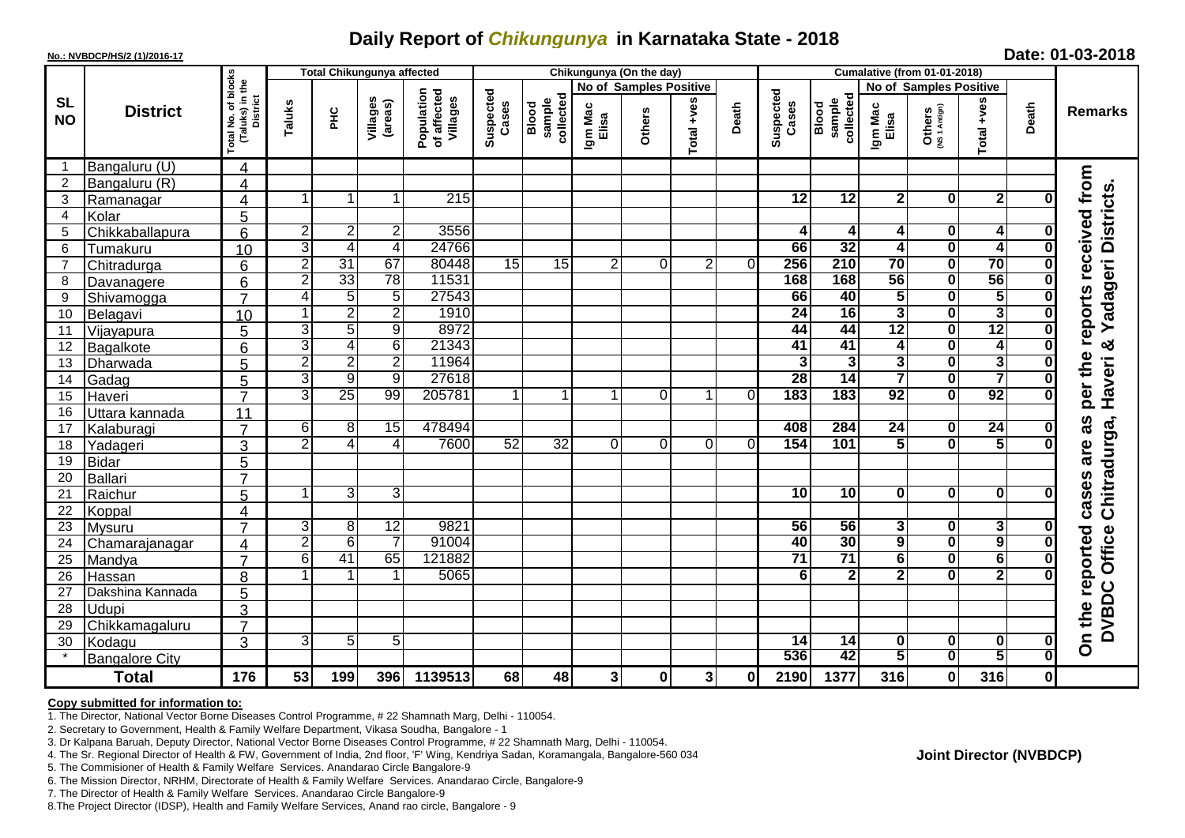# Daily Report of *Chikungunya* in Karnataka State - 2018

**No.: NVBDCP/HS/2 (1)/2016-17**

**Date: 01-03-2018**

| SL NO | District | Total No. of blocks (Taluks) in the District | Total Chikungunya affected | | | | Chikungunya (On the day) | | | | | | | Cumalative (from 01-01-2018) | | | | | | | Remarks |
|---|---|---|---|---|---|---|---|---|---|---|---|---|---|---|---|---|---|---|---|---|---|
| | | | | | | | | | No of Samples Positive | | | | | | | No of Samples Positive | | | | | |
| | | | Taluks | PHC | Villages (areas) | Population of affected Villages | Suspected Cases | Blood sample collected | Igm Mac Elisa | Others | Total +ves | Death | Suspected Cases | Blood sample collected | Igm Mac Elisa | Others (NS 1 Antign) | Total +ves | Death | |
| 1 | Bangaluru (U) | 4 | | | | | | | | | | | | | | | | | On the reported cases are as per the reports received from DVBDC Office Chitradurga, Haveri & Yadageri Districts. |
| 2 | Bangaluru (R) | 4 | | | | | | | | | | | | | | | | | |
| 3 | Ramanagar | 4 | 1 | 1 | 1 | 215 | | | | | | | 12 | 12 | 2 | 0 | 2 | 0 | |
| 4 | Kolar | 5 | | | | | | | | | | | | | | | | | |
| 5 | Chikkaballapura | 6 | 2 | 2 | 2 | 3556 | | | | | | | 4 | 4 | 4 | 0 | 4 | 0 | |
| 6 | Tumakuru | 10 | 3 | 4 | 4 | 24766 | | | | | | | 66 | 32 | 4 | 0 | 4 | 0 | |
| 7 | Chitradurga | 6 | 2 | 31 | 67 | 80448 | 15 | 15 | 2 | 0 | 2 | 0 | 256 | 210 | 70 | 0 | 70 | 0 | |
| 8 | Davanagere | 6 | 2 | 33 | 78 | 11531 | | | | | | | 168 | 168 | 56 | 0 | 56 | 0 | |
| 9 | Shivamogga | 7 | 4 | 5 | 5 | 27543 | | | | | | | 66 | 40 | 5 | 0 | 5 | 0 | |
| 10 | Belagavi | 10 | 1 | 2 | 2 | 1910 | | | | | | | 24 | 16 | 3 | 0 | 3 | 0 | |
| 11 | Vijayapura | 5 | 3 | 5 | 9 | 8972 | | | | | | | 44 | 44 | 12 | 0 | 12 | 0 | |
| 12 | Bagalkote | 6 | 3 | 4 | 6 | 21343 | | | | | | | 41 | 41 | 4 | 0 | 4 | 0 | |
| 13 | Dharwada | 5 | 2 | 2 | 2 | 11964 | | | | | | | 3 | 3 | 3 | 0 | 3 | 0 | |
| 14 | Gadag | 5 | 3 | 9 | 9 | 27618 | | | | | | | 28 | 14 | 7 | 0 | 7 | 0 | |
| 15 | Haveri | 7 | 3 | 25 | 99 | 205781 | 1 | 1 | 1 | 0 | 1 | 0 | 183 | 183 | 92 | 0 | 92 | 0 | |
| 16 | Uttara kannada | 11 | | | | | | | | | | | | | | | | | |
| 17 | Kalaburagi | 7 | 6 | 8 | 15 | 478494 | | | | | | | 408 | 284 | 24 | 0 | 24 | 0 | |
| 18 | Yadageri | 3 | 2 | 4 | 4 | 7600 | 52 | 32 | 0 | 0 | 0 | 0 | 154 | 101 | 5 | 0 | 5 | 0 | |
| 19 | Bidar | 5 | | | | | | | | | | | | | | | | | |
| 20 | Ballari | 7 | | | | | | | | | | | | | | | | | |
| 21 | Raichur | 5 | 1 | 3 | 3 | | | | | | | | 10 | 10 | 0 | 0 | 0 | 0 | |
| 22 | Koppal | 4 | | | | | | | | | | | | | | | | | |
| 23 | Mysuru | 7 | 3 | 8 | 12 | 9821 | | | | | | | 56 | 56 | 3 | 0 | 3 | 0 | |
| 24 | Chamarajanagar | 4 | 2 | 6 | 7 | 91004 | | | | | | | 40 | 30 | 9 | 0 | 9 | 0 | |
| 25 | Mandya | 7 | 6 | 41 | 65 | 121882 | | | | | | | 71 | 71 | 6 | 0 | 6 | 0 | |
| 26 | Hassan | 8 | 1 | 1 | 1 | 5065 | | | | | | | 6 | 2 | 2 | 0 | 2 | 0 | |
| 27 | Dakshina Kannada | 5 | | | | | | | | | | | | | | | | | |
| 28 | Udupi | 3 | | | | | | | | | | | | | | | | | |
| 29 | Chikkamagaluru | 7 | | | | | | | | | | | | | | | | | |
| 30 | Kodagu | 3 | 3 | 5 | 5 | | | | | | | | 14 | 14 | 0 | 0 | 0 | 0 | |
| * | Bangalore City | | | | | | | | | | | | 536 | 42 | 5 | 0 | 5 | 0 | |
| | **Total** | **176** | **53** | **199** | **396** | **1139513** | **68** | **48** | **3** | **0** | **3** | **0** | **2190** | **1377** | **316** | **0** | **316** | **0** | |

**Copy submitted for information to:**

1. The Director, National Vector Borne Diseases Control Programme, # 22 Shamnath Marg, Delhi - 110054.
2. Secretary to Government, Health & Family Welfare Department, Vikasa Soudha, Bangalore - 1
3. Dr Kalpana Baruah, Deputy Director, National Vector Borne Diseases Control Programme, # 22 Shamnath Marg, Delhi - 110054.
4. The Sr. Regional Director of Health & FW, Government of India, 2nd floor, 'F' Wing, Kendriya Sadan, Koramangala, Bangalore-560 034
5. The Commisioner of Health & Family Welfare Services. Anandarao Circle Bangalore-9
6. The Mission Director, NRHM, Directorate of Health & Family Welfare Services. Anandarao Circle, Bangalore-9
7. The Director of Health & Family Welfare Services. Anandarao Circle Bangalore-9
8. The Project Director (IDSP), Health and Family Welfare Services, Anand rao circle, Bangalore - 9

**Joint Director (NVBDCP)**